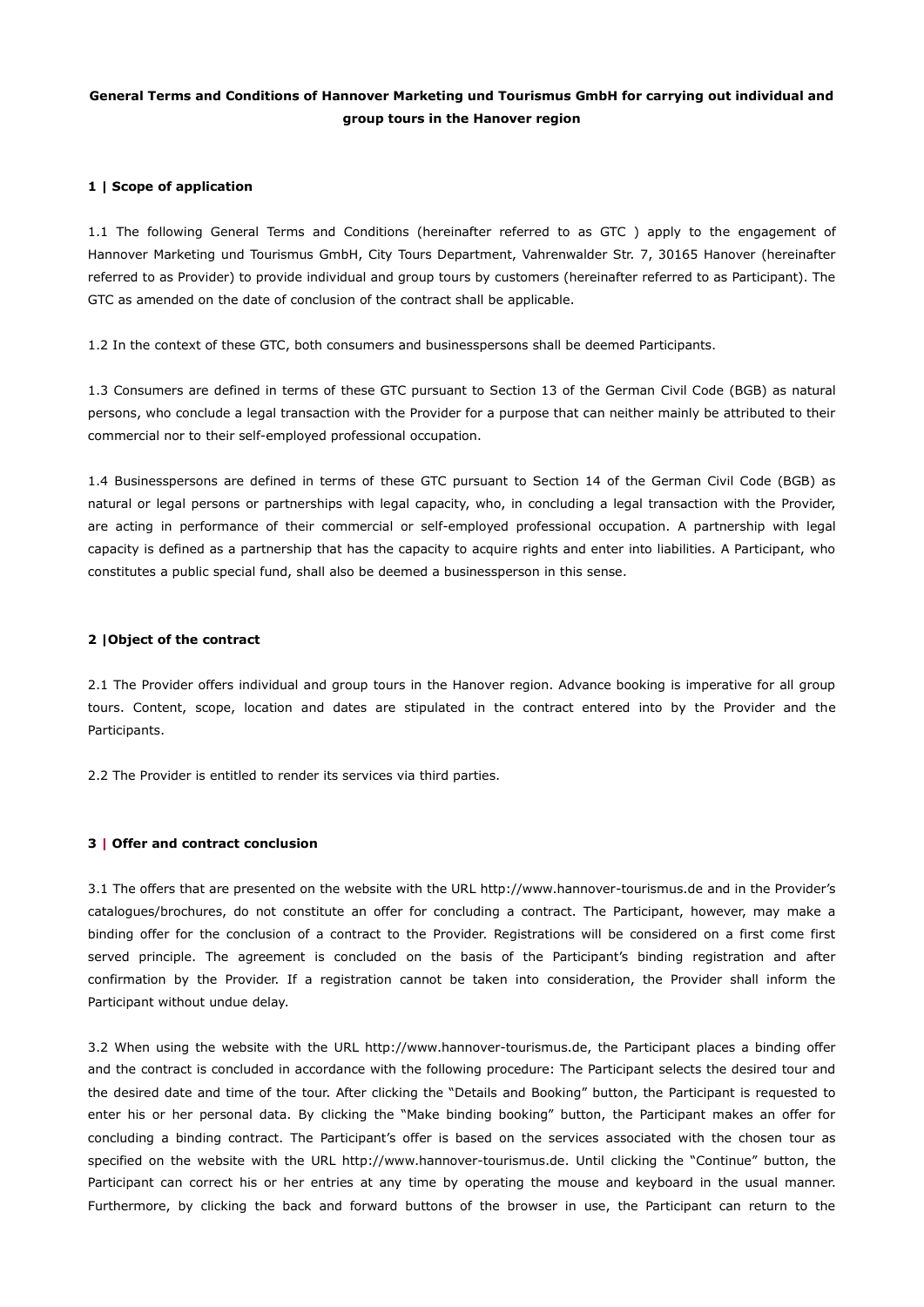**General Terms and Conditions of Hannover Marketing und Tourismus GmbH for carrying out individual and group tours in the Hanover region**

**1 | Scope of application**

1.1 The following General Terms and Conditions (hereinafter referred to as GTC ) apply to the engagement of Hannover Marketing und Tourismus GmbH, City Tours Department, Vahrenwalder Str. 7, 30165 Hanover (hereinafter referred to as Provider) to provide individual and group tours by customers (hereinafter referred to as Participant). The GTC as amended on the date of conclusion of the contract shall be applicable.

1.2 In the context of these GTC, both consumers and businesspersons shall be deemed Participants.

1.3 Consumers are defined in terms of these GTC pursuant to Section 13 of the German Civil Code (BGB) as natural persons, who conclude a legal transaction with the Provider for a purpose that can neither mainly be attributed to their commercial nor to their self-employed professional occupation.

1.4 Businesspersons are defined in terms of these GTC pursuant to Section 14 of the German Civil Code (BGB) as natural or legal persons or partnerships with legal capacity, who, in concluding a legal transaction with the Provider, are acting in performance of their commercial or self-employed professional occupation. A partnership with legal capacity is defined as a partnership that has the capacity to acquire rights and enter into liabilities. A Participant, who constitutes a public special fund, shall also be deemed a businessperson in this sense.

**2 |Object of the contract**

2.1 The Provider offers individual and group tours in the Hanover region. Advance booking is imperative for all group tours. Content, scope, location and dates are stipulated in the contract entered into by the Provider and the Participants.

2.2 The Provider is entitled to render its services via third parties.

**3 | Offer and contract conclusion**

3.1 The offers that are presented on the website with the URL http://www.hannover-tourismus.de and in the Provider's catalogues/brochures, do not constitute an offer for concluding a contract. The Participant, however, may make a binding offer for the conclusion of a contract to the Provider. Registrations will be considered on a first come first served principle. The agreement is concluded on the basis of the Participant's binding registration and after confirmation by the Provider. If a registration cannot be taken into consideration, the Provider shall inform the Participant without undue delay.

3.2 When using the website with the URL http://www.hannover-tourismus.de, the Participant places a binding offer and the contract is concluded in accordance with the following procedure: The Participant selects the desired tour and the desired date and time of the tour. After clicking the "Details and Booking" button, the Participant is requested to enter his or her personal data. By clicking the "Make binding booking" button, the Participant makes an offer for concluding a binding contract. The Participant's offer is based on the services associated with the chosen tour as specified on the website with the URL http://www.hannover-tourismus.de. Until clicking the "Continue" button, the Participant can correct his or her entries at any time by operating the mouse and keyboard in the usual manner. Furthermore, by clicking the back and forward buttons of the browser in use, the Participant can return to the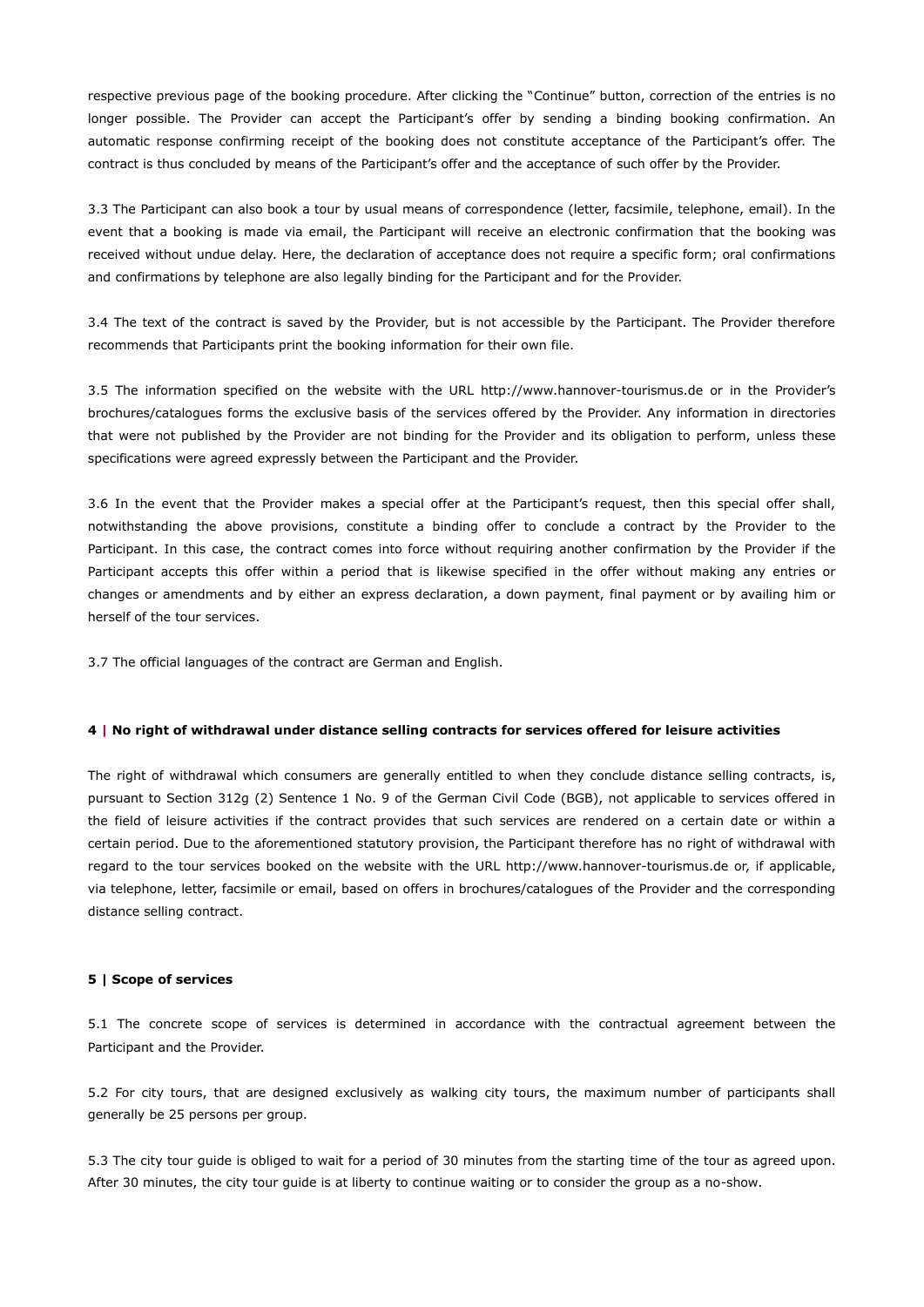respective previous page of the booking procedure. After clicking the "Continue" button, correction of the entries is no longer possible. The Provider can accept the Participant's offer by sending a binding booking confirmation. An automatic response confirming receipt of the booking does not constitute acceptance of the Participant's offer. The contract is thus concluded by means of the Participant's offer and the acceptance of such offer by the Provider.

3.3 The Participant can also book a tour by usual means of correspondence (letter, facsimile, telephone, email). In the event that a booking is made via email, the Participant will receive an electronic confirmation that the booking was received without undue delay. Here, the declaration of acceptance does not require a specific form; oral confirmations and confirmations by telephone are also legally binding for the Participant and for the Provider.

3.4 The text of the contract is saved by the Provider, but is not accessible by the Participant. The Provider therefore recommends that Participants print the booking information for their own file.

3.5 The information specified on the website with the URL http://www.hannover-tourismus.de or in the Provider's brochures/catalogues forms the exclusive basis of the services offered by the Provider. Any information in directories that were not published by the Provider are not binding for the Provider and its obligation to perform, unless these specifications were agreed expressly between the Participant and the Provider.

3.6 In the event that the Provider makes a special offer at the Participant's request, then this special offer shall, notwithstanding the above provisions, constitute a binding offer to conclude a contract by the Provider to the Participant. In this case, the contract comes into force without requiring another confirmation by the Provider if the Participant accepts this offer within a period that is likewise specified in the offer without making any entries or changes or amendments and by either an express declaration, a down payment, final payment or by availing him or herself of the tour services.

3.7 The official languages of the contract are German and English.

**4 | No right of withdrawal under distance selling contracts for services offered for leisure activities**

The right of withdrawal which consumers are generally entitled to when they conclude distance selling contracts, is, pursuant to Section 312g (2) Sentence 1 No. 9 of the German Civil Code (BGB), not applicable to services offered in the field of leisure activities if the contract provides that such services are rendered on a certain date or within a certain period. Due to the aforementioned statutory provision, the Participant therefore has no right of withdrawal with regard to the tour services booked on the website with the URL http://www.hannover-tourismus.de or, if applicable, via telephone, letter, facsimile or email, based on offers in brochures/catalogues of the Provider and the corresponding distance selling contract.

**5 | Scope of services**

5.1 The concrete scope of services is determined in accordance with the contractual agreement between the Participant and the Provider.

5.2 For city tours, that are designed exclusively as walking city tours, the maximum number of participants shall generally be 25 persons per group.

5.3 The city tour guide is obliged to wait for a period of 30 minutes from the starting time of the tour as agreed upon. After 30 minutes, the city tour guide is at liberty to continue waiting or to consider the group as a no-show.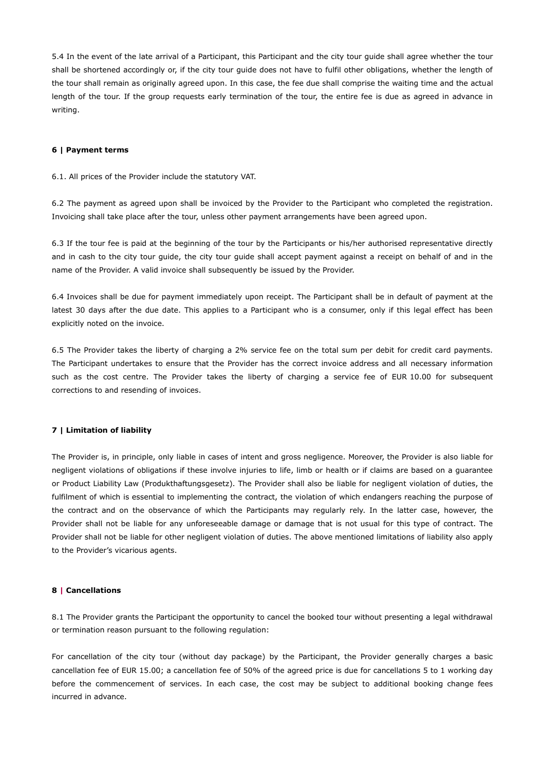5.4 In the event of the late arrival of a Participant, this Participant and the city tour guide shall agree whether the tour shall be shortened accordingly or, if the city tour guide does not have to fulfil other obligations, whether the length of the tour shall remain as originally agreed upon. In this case, the fee due shall comprise the waiting time and the actual length of the tour. If the group requests early termination of the tour, the entire fee is due as agreed in advance in writing.

### 6 | Payment terms

6.1. All prices of the Provider include the statutory VAT.

6.2 The payment as agreed upon shall be invoiced by the Provider to the Participant who completed the registration. Invoicing shall take place after the tour, unless other payment arrangements have been agreed upon.

6.3 If the tour fee is paid at the beginning of the tour by the Participants or his/her authorised representative directly and in cash to the city tour guide, the city tour guide shall accept payment against a receipt on behalf of and in the name of the Provider. A valid invoice shall subsequently be issued by the Provider.

6.4 Invoices shall be due for payment immediately upon receipt. The Participant shall be in default of payment at the latest 30 days after the due date. This applies to a Participant who is a consumer, only if this legal effect has been explicitly noted on the invoice.

6.5 The Provider takes the liberty of charging a 2% service fee on the total sum per debit for credit card payments. The Participant undertakes to ensure that the Provider has the correct invoice address and all necessary information such as the cost centre. The Provider takes the liberty of charging a service fee of EUR 10.00 for subsequent corrections to and resending of invoices.

### 7 | Limitation of liability

The Provider is, in principle, only liable in cases of intent and gross negligence. Moreover, the Provider is also liable for negligent violations of obligations if these involve injuries to life, limb or health or if claims are based on a guarantee or Product Liability Law (Produkthaftungsgesetz). The Provider shall also be liable for negligent violation of duties, the fulfilment of which is essential to implementing the contract, the violation of which endangers reaching the purpose of the contract and on the observance of which the Participants may regularly rely. In the latter case, however, the Provider shall not be liable for any unforeseeable damage or damage that is not usual for this type of contract. The Provider shall not be liable for other negligent violation of duties. The above mentioned limitations of liability also apply to the Provider's vicarious agents.

### 8 | Cancellations

8.1 The Provider grants the Participant the opportunity to cancel the booked tour without presenting a legal withdrawal or termination reason pursuant to the following regulation:

For cancellation of the city tour (without day package) by the Participant, the Provider generally charges a basic cancellation fee of EUR 15.00; a cancellation fee of 50% of the agreed price is due for cancellations 5 to 1 working day before the commencement of services. In each case, the cost may be subject to additional booking change fees incurred in advance.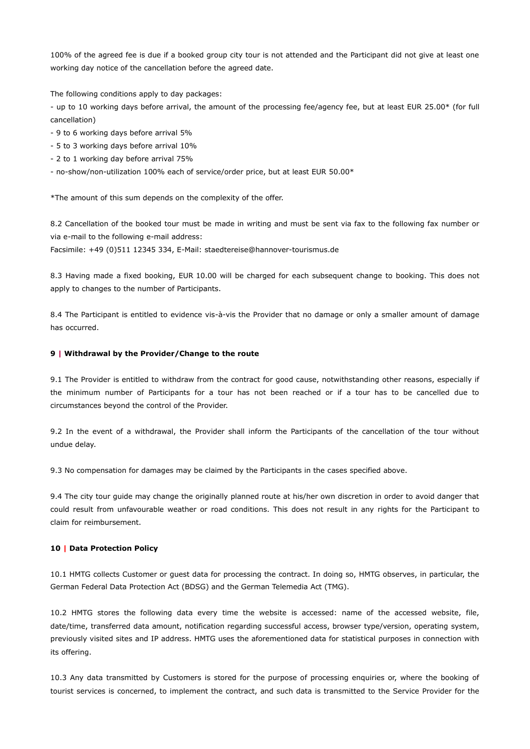100% of the agreed fee is due if a booked group city tour is not attended and the Participant did not give at least one working day notice of the cancellation before the agreed date.

The following conditions apply to day packages:

- up to 10 working days before arrival, the amount of the processing fee/agency fee, but at least EUR 25.00* (for full cancellation)
- 9 to 6 working days before arrival 5%
- 5 to 3 working days before arrival 10%
- 2 to 1 working day before arrival 75%
- no-show/non-utilization 100% each of service/order price, but at least EUR 50.00*

*The amount of this sum depends on the complexity of the offer.

8.2 Cancellation of the booked tour must be made in writing and must be sent via fax to the following fax number or via e-mail to the following e-mail address:
Facsimile: +49 (0)511 12345 334, E-Mail: staedtereise@hannover-tourismus.de

8.3 Having made a fixed booking, EUR 10.00 will be charged for each subsequent change to booking. This does not apply to changes to the number of Participants.

8.4 The Participant is entitled to evidence vis-à-vis the Provider that no damage or only a smaller amount of damage has occurred.

**9 | Withdrawal by the Provider/Change to the route**

9.1 The Provider is entitled to withdraw from the contract for good cause, notwithstanding other reasons, especially if the minimum number of Participants for a tour has not been reached or if a tour has to be cancelled due to circumstances beyond the control of the Provider.

9.2 In the event of a withdrawal, the Provider shall inform the Participants of the cancellation of the tour without undue delay.

9.3 No compensation for damages may be claimed by the Participants in the cases specified above.

9.4 The city tour guide may change the originally planned route at his/her own discretion in order to avoid danger that could result from unfavourable weather or road conditions. This does not result in any rights for the Participant to claim for reimbursement.

**10 | Data Protection Policy**

10.1 HMTG collects Customer or guest data for processing the contract. In doing so, HMTG observes, in particular, the German Federal Data Protection Act (BDSG) and the German Telemedia Act (TMG).

10.2 HMTG stores the following data every time the website is accessed: name of the accessed website, file, date/time, transferred data amount, notification regarding successful access, browser type/version, operating system, previously visited sites and IP address. HMTG uses the aforementioned data for statistical purposes in connection with its offering.

10.3 Any data transmitted by Customers is stored for the purpose of processing enquiries or, where the booking of tourist services is concerned, to implement the contract, and such data is transmitted to the Service Provider for the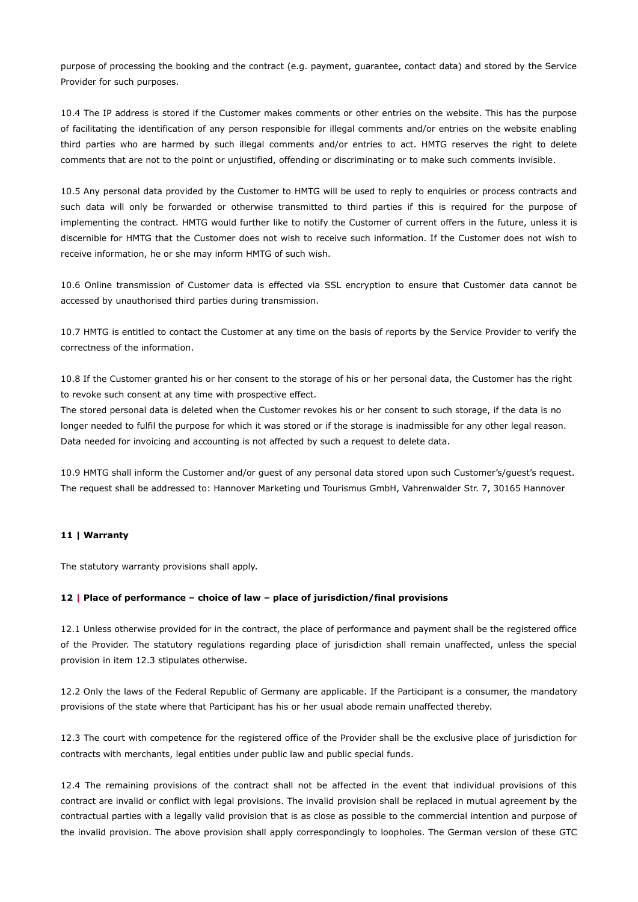purpose of processing the booking and the contract (e.g. payment, guarantee, contact data) and stored by the Service Provider for such purposes.

10.4 The IP address is stored if the Customer makes comments or other entries on the website. This has the purpose of facilitating the identification of any person responsible for illegal comments and/or entries on the website enabling third parties who are harmed by such illegal comments and/or entries to act. HMTG reserves the right to delete comments that are not to the point or unjustified, offending or discriminating or to make such comments invisible.

10.5 Any personal data provided by the Customer to HMTG will be used to reply to enquiries or process contracts and such data will only be forwarded or otherwise transmitted to third parties if this is required for the purpose of implementing the contract. HMTG would further like to notify the Customer of current offers in the future, unless it is discernible for HMTG that the Customer does not wish to receive such information. If the Customer does not wish to receive information, he or she may inform HMTG of such wish.

10.6 Online transmission of Customer data is effected via SSL encryption to ensure that Customer data cannot be accessed by unauthorised third parties during transmission.

10.7 HMTG is entitled to contact the Customer at any time on the basis of reports by the Service Provider to verify the correctness of the information.

10.8 If the Customer granted his or her consent to the storage of his or her personal data, the Customer has the right to revoke such consent at any time with prospective effect.
The stored personal data is deleted when the Customer revokes his or her consent to such storage, if the data is no longer needed to fulfil the purpose for which it was stored or if the storage is inadmissible for any other legal reason. Data needed for invoicing and accounting is not affected by such a request to delete data.

10.9 HMTG shall inform the Customer and/or guest of any personal data stored upon such Customer's/guest's request. The request shall be addressed to: Hannover Marketing und Tourismus GmbH, Vahrenwalder Str. 7, 30165 Hannover

## 11 | Warranty

The statutory warranty provisions shall apply.

## 12 | Place of performance – choice of law – place of jurisdiction/final provisions

12.1 Unless otherwise provided for in the contract, the place of performance and payment shall be the registered office of the Provider. The statutory regulations regarding place of jurisdiction shall remain unaffected, unless the special provision in item 12.3 stipulates otherwise.

12.2 Only the laws of the Federal Republic of Germany are applicable. If the Participant is a consumer, the mandatory provisions of the state where that Participant has his or her usual abode remain unaffected thereby.

12.3 The court with competence for the registered office of the Provider shall be the exclusive place of jurisdiction for contracts with merchants, legal entities under public law and public special funds.

12.4 The remaining provisions of the contract shall not be affected in the event that individual provisions of this contract are invalid or conflict with legal provisions. The invalid provision shall be replaced in mutual agreement by the contractual parties with a legally valid provision that is as close as possible to the commercial intention and purpose of the invalid provision. The above provision shall apply correspondingly to loopholes. The German version of these GTC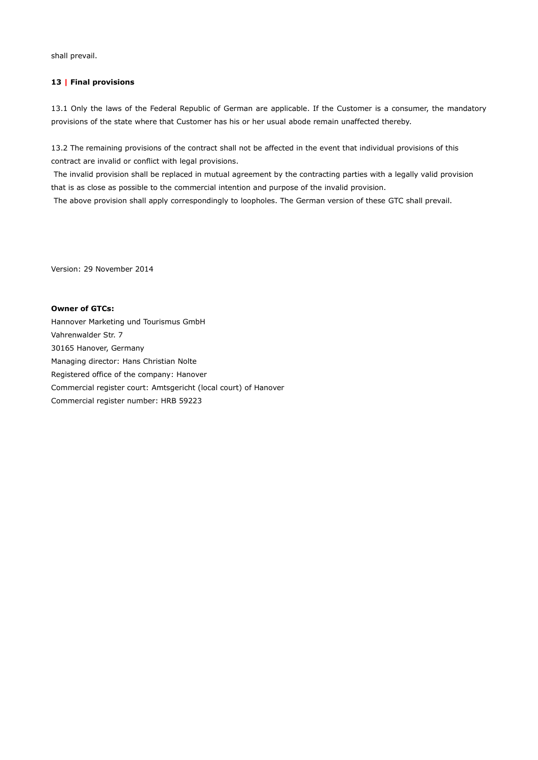shall prevail.

## 13 | Final provisions

13.1 Only the laws of the Federal Republic of German are applicable. If the Customer is a consumer, the mandatory provisions of the state where that Customer has his or her usual abode remain unaffected thereby.

13.2 The remaining provisions of the contract shall not be affected in the event that individual provisions of this contract are invalid or conflict with legal provisions.

The invalid provision shall be replaced in mutual agreement by the contracting parties with a legally valid provision that is as close as possible to the commercial intention and purpose of the invalid provision.

The above provision shall apply correspondingly to loopholes. The German version of these GTC shall prevail.

Version: 29 November 2014

**Owner of GTCs:**

Hannover Marketing und Tourismus GmbH  
Vahrenwalder Str. 7  
30165 Hanover, Germany  
Managing director: Hans Christian Nolte  
Registered office of the company: Hanover  
Commercial register court: Amtsgericht (local court) of Hanover  
Commercial register number: HRB 59223